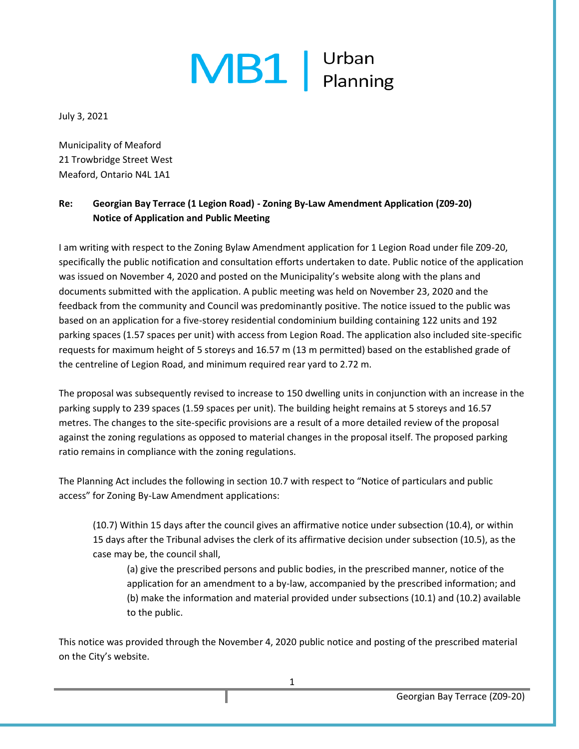# MB1 | Urban Planning

July 3, 2021

Municipality of Meaford
21 Trowbridge Street West
Meaford, Ontario N4L 1A1

**Re: Georgian Bay Terrace (1 Legion Road) - Zoning By-Law Amendment Application (Z09-20) Notice of Application and Public Meeting**

I am writing with respect to the Zoning Bylaw Amendment application for 1 Legion Road under file Z09-20, specifically the public notification and consultation efforts undertaken to date. Public notice of the application was issued on November 4, 2020 and posted on the Municipality's website along with the plans and documents submitted with the application. A public meeting was held on November 23, 2020 and the feedback from the community and Council was predominantly positive. The notice issued to the public was based on an application for a five-storey residential condominium building containing 122 units and 192 parking spaces (1.57 spaces per unit) with access from Legion Road. The application also included site-specific requests for maximum height of 5 storeys and 16.57 m (13 m permitted) based on the established grade of the centreline of Legion Road, and minimum required rear yard to 2.72 m.

The proposal was subsequently revised to increase to 150 dwelling units in conjunction with an increase in the parking supply to 239 spaces (1.59 spaces per unit). The building height remains at 5 storeys and 16.57 metres. The changes to the site-specific provisions are a result of a more detailed review of the proposal against the zoning regulations as opposed to material changes in the proposal itself. The proposed parking ratio remains in compliance with the zoning regulations.

The Planning Act includes the following in section 10.7 with respect to "Notice of particulars and public access" for Zoning By-Law Amendment applications:

> (10.7) Within 15 days after the council gives an affirmative notice under subsection (10.4), or within 15 days after the Tribunal advises the clerk of its affirmative decision under subsection (10.5), as the case may be, the council shall,
>
> > (a) give the prescribed persons and public bodies, in the prescribed manner, notice of the application for an amendment to a by-law, accompanied by the prescribed information; and
> > (b) make the information and material provided under subsections (10.1) and (10.2) available to the public.

This notice was provided through the November 4, 2020 public notice and posting of the prescribed material on the City's website.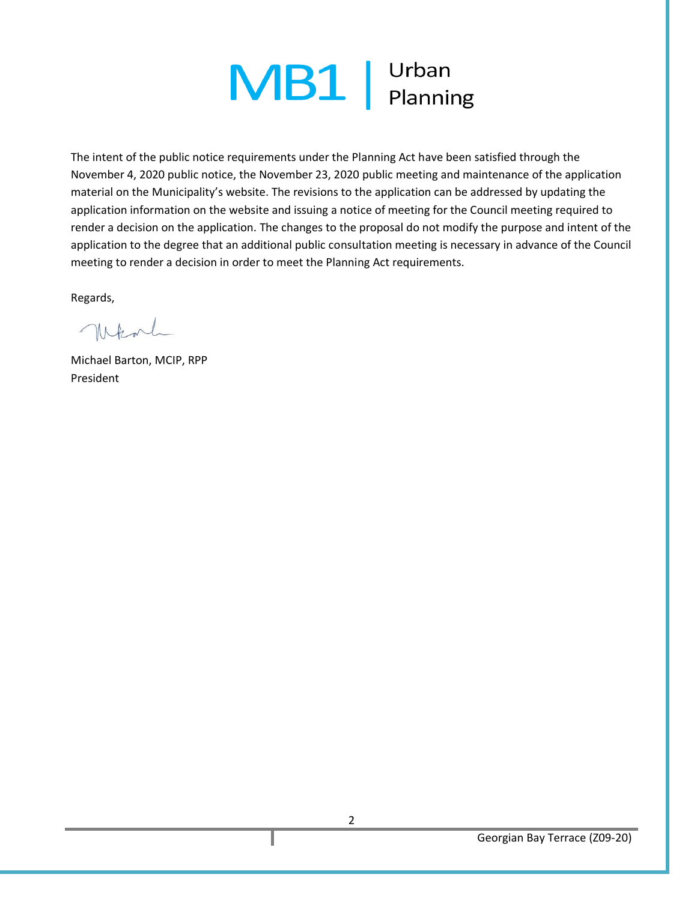The intent of the public notice requirements under the Planning Act have been satisfied through the November 4, 2020 public notice, the November 23, 2020 public meeting and maintenance of the application material on the Municipality's website. The revisions to the application can be addressed by updating the application information on the website and issuing a notice of meeting for the Council meeting required to render a decision on the application. The changes to the proposal do not modify the purpose and intent of the application to the degree that an additional public consultation meeting is necessary in advance of the Council meeting to render a decision in order to meet the Planning Act requirements.

Regards,

Michael Barton, MCIP, RPP
President